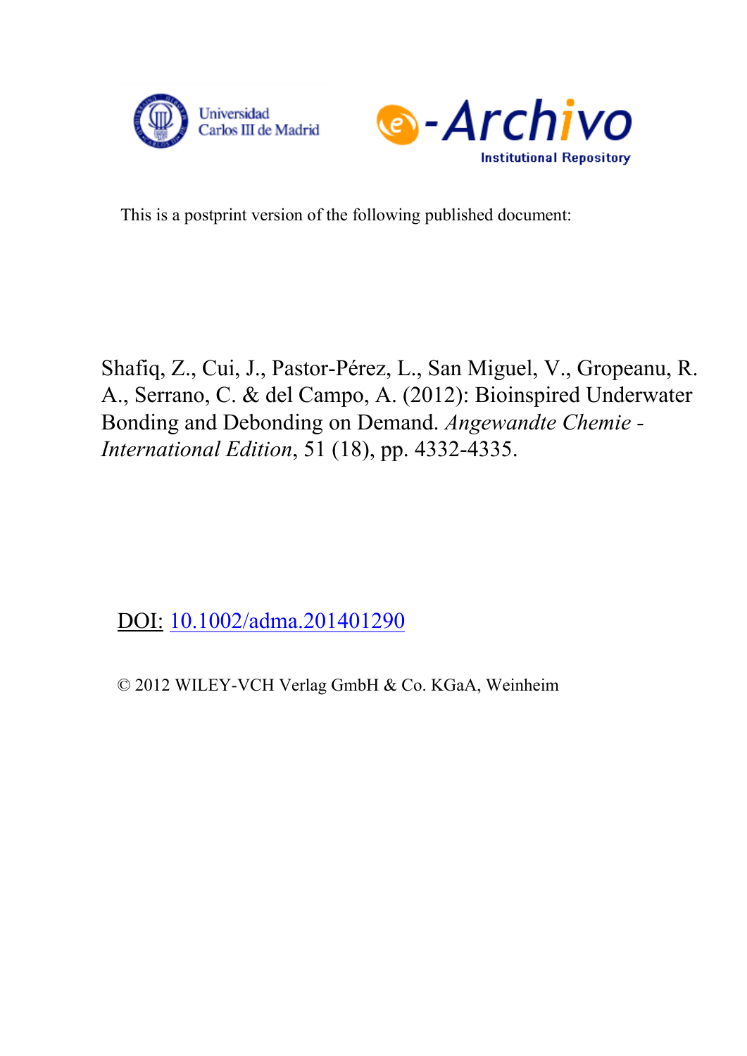Universidad Carlos III de Madrid

e-Archivo Institutional Repository

This is a postprint version of the following published document:

Shafiq, Z., Cui, J., Pastor-Pérez, L., San Miguel, V., Gropeanu, R. A., Serrano, C. & del Campo, A. (2012): Bioinspired Underwater Bonding and Debonding on Demand. *Angewandte Chemie - International Edition*, 51 (18), pp. 4332-4335.

DOI: [10.1002/adma.201401290](https://doi.org/10.1002/adma.201401290)

© 2012 WILEY-VCH Verlag GmbH & Co. KGaA, Weinheim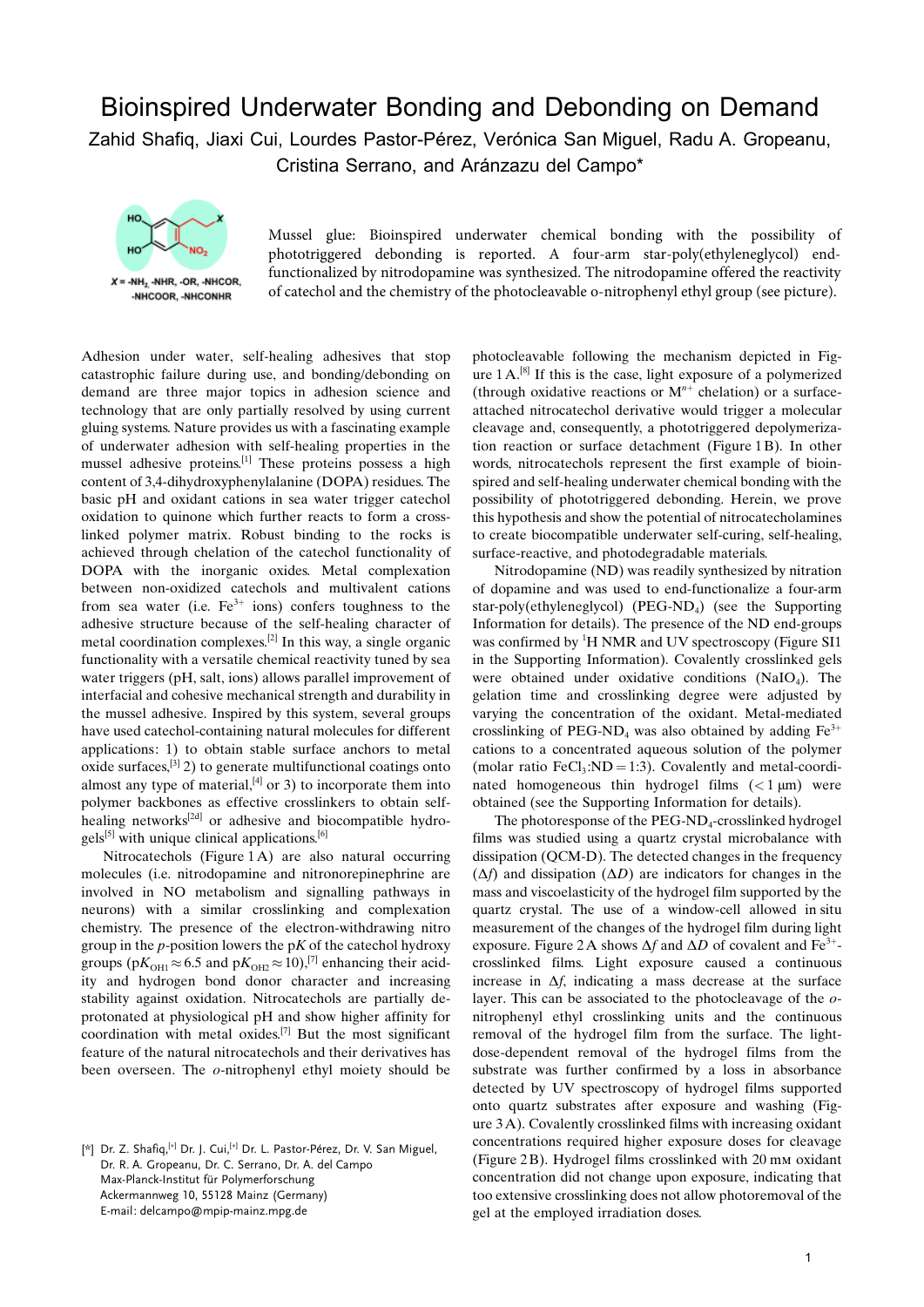# Bioinspired Underwater Bonding and Debonding on Demand

Zahid Shafiq, Jiaxi Cui, Lourdes Pastor-Pérez, Verónica San Miguel, Radu A. Gropeanu, Cristina Serrano, and Aránzazu del Campo*

$X$ = -$NH_2$, -NHR, -OR, -NHCOR, -NHCOOR, -NHCONHR

Mussel glue: Bioinspired underwater chemical bonding with the possibility of phototriggered debonding is reported. A four-arm star-poly(ethyleneglycol) end-functionalized by nitrodopamine was synthesized. The nitrodopamine offered the reactivity of catechol and the chemistry of the photocleavable o-nitrophenyl ethyl group (see picture).

Adhesion under water, self-healing adhesives that stop catastrophic failure during use, and bonding/debonding on demand are three major topics in adhesion science and technology that are only partially resolved by using current gluing systems. Nature provides us with a fascinating example of underwater adhesion with self-healing properties in the mussel adhesive proteins.[1] These proteins possess a high content of 3,4-dihydroxyphenylalanine (DOPA) residues. The basic pH and oxidant cations in sea water trigger catechol oxidation to quinone which further reacts to form a cross-linked polymer matrix. Robust binding to the rocks is achieved through chelation of the catechol functionality of DOPA with the inorganic oxides. Metal complexation between non-oxidized catechols and multivalent cations from sea water (i.e. $Fe^{3+}$ ions) confers toughness to the adhesive structure because of the self-healing character of metal coordination complexes.[2] In this way, a single organic functionality with a versatile chemical reactivity tuned by sea water triggers (pH, salt, ions) allows parallel improvement of interfacial and cohesive mechanical strength and durability in the mussel adhesive. Inspired by this system, several groups have used catechol-containing natural molecules for different applications: 1) to obtain stable surface anchors to metal oxide surfaces,[3] 2) to generate multifunctional coatings onto almost any type of material,[4] or 3) to incorporate them into polymer backbones as effective crosslinkers to obtain self-healing networks[2d] or adhesive and biocompatible hydrogels[5] with unique clinical applications.[6]

Nitrocatechols (Figure 1A) are also natural occurring molecules (i.e. nitrodopamine and nitronorepinephrine are involved in NO metabolism and signalling pathways in neurons) with a similar crosslinking and complexation chemistry. The presence of the electron-withdrawing nitro group in the *p*-position lowers the p*K* of the catechol hydroxy groups ($pK_{OH1} \approx 6.5$ and $pK_{OH2} \approx 10$),[7] enhancing their acidity and hydrogen bond donor character and increasing stability against oxidation. Nitrocatechols are partially deprotonated at physiological pH and show higher affinity for coordination with metal oxides.[7] But the most significant feature of the natural nitrocatechols and their derivatives has been overseen. The *o*-nitrophenyl ethyl moiety should be photocleavable following the mechanism depicted in Figure 1A.[8] If this is the case, light exposure of a polymerized (through oxidative reactions or $M^{n+}$ chelation) or a surface-attached nitrocatechol derivative would trigger a molecular cleavage and, consequently, a phototriggered depolymerization reaction or surface detachment (Figure 1B). In other words, nitrocatechols represent the first example of bioinspired and self-healing underwater chemical bonding with the possibility of phototriggered debonding. Herein, we prove this hypothesis and show the potential of nitrocatecholamines to create biocompatible underwater self-curing, self-healing, surface-reactive, and photodegradable materials.

Nitrodopamine (ND) was readily synthesized by nitration of dopamine and was used to end-functionalize a four-arm star-poly(ethyleneglycol) (PEG-$ND_4$) (see the Supporting Information for details). The presence of the ND end-groups was confirmed by $^1$H NMR and UV spectroscopy (Figure SI1 in the Supporting Information). Covalently crosslinked gels were obtained under oxidative conditions ($NaIO_4$). The gelation time and crosslinking degree were adjusted by varying the concentration of the oxidant. Metal-mediated crosslinking of PEG-$ND_4$ was also obtained by adding $Fe^{3+}$ cations to a concentrated aqueous solution of the polymer (molar ratio $FeCl_3$:ND = 1:3). Covalently and metal-coordinated homogeneous thin hydrogel films (< 1 μm) were obtained (see the Supporting Information for details).

The photoresponse of the PEG-$ND_4$-crosslinked hydrogel films was studied using a quartz crystal microbalance with dissipation (QCM-D). The detected changes in the frequency ($\Delta f$) and dissipation ($\Delta D$) are indicators for changes in the mass and viscoelasticity of the hydrogel film supported by the quartz crystal. The use of a window-cell allowed in situ measurement of the changes of the hydrogel film during light exposure. Figure 2A shows $\Delta f$ and $\Delta D$ of covalent and $Fe^{3+}$-crosslinked films. Light exposure caused a continuous increase in $\Delta f$, indicating a mass decrease at the surface layer. This can be associated to the photocleavage of the *o*-nitrophenyl ethyl crosslinking units and the continuous removal of the hydrogel film from the surface. The light-dose-dependent removal of the hydrogel films from the substrate was further confirmed by a loss in absorbance detected by UV spectroscopy of hydrogel films supported onto quartz substrates after exposure and washing (Figure 3A). Covalently crosslinked films with increasing oxidant concentrations required higher exposure doses for cleavage (Figure 2B). Hydrogel films crosslinked with 20 mM oxidant concentration did not change upon exposure, indicating that too extensive crosslinking does not allow photoremoval of the gel at the employed irradiation doses.

[*] Dr. Z. Shafiq,[+] Dr. J. Cui,[+] Dr. L. Pastor-Pérez, Dr. V. San Miguel, Dr. R. A. Gropeanu, Dr. C. Serrano, Dr. A. del Campo
Max-Planck-Institut für Polymerforschung
Ackermannweg 10, 55128 Mainz (Germany)
E-mail: delcampo@mpip-mainz.mpg.de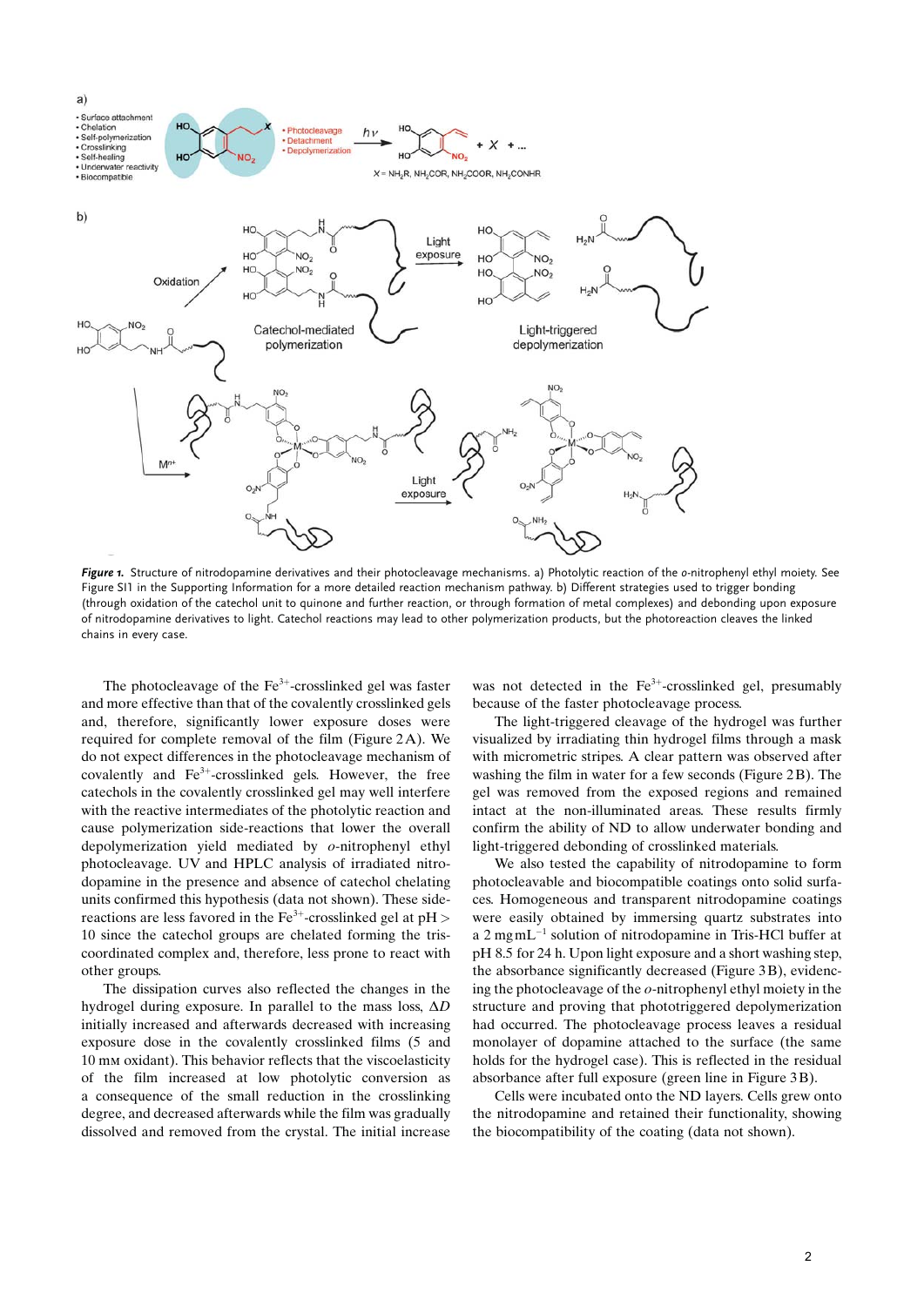*Figure 1.* Structure of nitrodopamine derivatives and their photocleavage mechanisms. a) Photolytic reaction of the *o*-nitrophenyl ethyl moiety. See Figure SI1 in the Supporting Information for a more detailed reaction mechanism pathway. b) Different strategies used to trigger bonding (through oxidation of the catechol unit to quinone and further reaction, or through formation of metal complexes) and debonding upon exposure of nitrodopamine derivatives to light. Catechol reactions may lead to other polymerization products, but the photoreaction cleaves the linked chains in every case.

The photocleavage of the $Fe^{3+}$-crosslinked gel was faster and more effective than that of the covalently crosslinked gels and, therefore, significantly lower exposure doses were required for complete removal of the film (Figure 2A). We do not expect differences in the photocleavage mechanism of covalently and $Fe^{3+}$-crosslinked gels. However, the free catechols in the covalently crosslinked gel may well interfere with the reactive intermediates of the photolytic reaction and cause polymerization side-reactions that lower the overall depolymerization yield mediated by *o*-nitrophenyl ethyl photocleavage. UV and HPLC analysis of irradiated nitrodopamine in the presence and absence of catechol chelating units confirmed this hypothesis (data not shown). These side-reactions are less favored in the $Fe^{3+}$-crosslinked gel at pH > 10 since the catechol groups are chelated forming the tris-coordinated complex and, therefore, less prone to react with other groups.

The dissipation curves also reflected the changes in the hydrogel during exposure. In parallel to the mass loss, $\Delta D$ initially increased and afterwards decreased with increasing exposure dose in the covalently crosslinked films (5 and 10 mM oxidant). This behavior reflects that the viscoelasticity of the film increased at low photolytic conversion as a consequence of the small reduction in the crosslinking degree, and decreased afterwards while the film was gradually dissolved and removed from the crystal. The initial increase was not detected in the $Fe^{3+}$-crosslinked gel, presumably because of the faster photocleavage process.

The light-triggered cleavage of the hydrogel was further visualized by irradiating thin hydrogel films through a mask with micrometric stripes. A clear pattern was observed after washing the film in water for a few seconds (Figure 2B). The gel was removed from the exposed regions and remained intact at the non-illuminated areas. These results firmly confirm the ability of ND to allow underwater bonding and light-triggered debonding of crosslinked materials.

We also tested the capability of nitrodopamine to form photocleavable and biocompatible coatings onto solid surfaces. Homogeneous and transparent nitrodopamine coatings were easily obtained by immersing quartz substrates into a 2 $mg\,mL^{-1}$ solution of nitrodopamine in Tris-HCl buffer at pH 8.5 for 24 h. Upon light exposure and a short washing step, the absorbance significantly decreased (Figure 3B), evidencing the photocleavage of the *o*-nitrophenyl ethyl moiety in the structure and proving that phototriggered depolymerization had occurred. The photocleavage process leaves a residual monolayer of dopamine attached to the surface (the same holds for the hydrogel case). This is reflected in the residual absorbance after full exposure (green line in Figure 3B).

Cells were incubated onto the ND layers. Cells grew onto the nitrodopamine and retained their functionality, showing the biocompatibility of the coating (data not shown).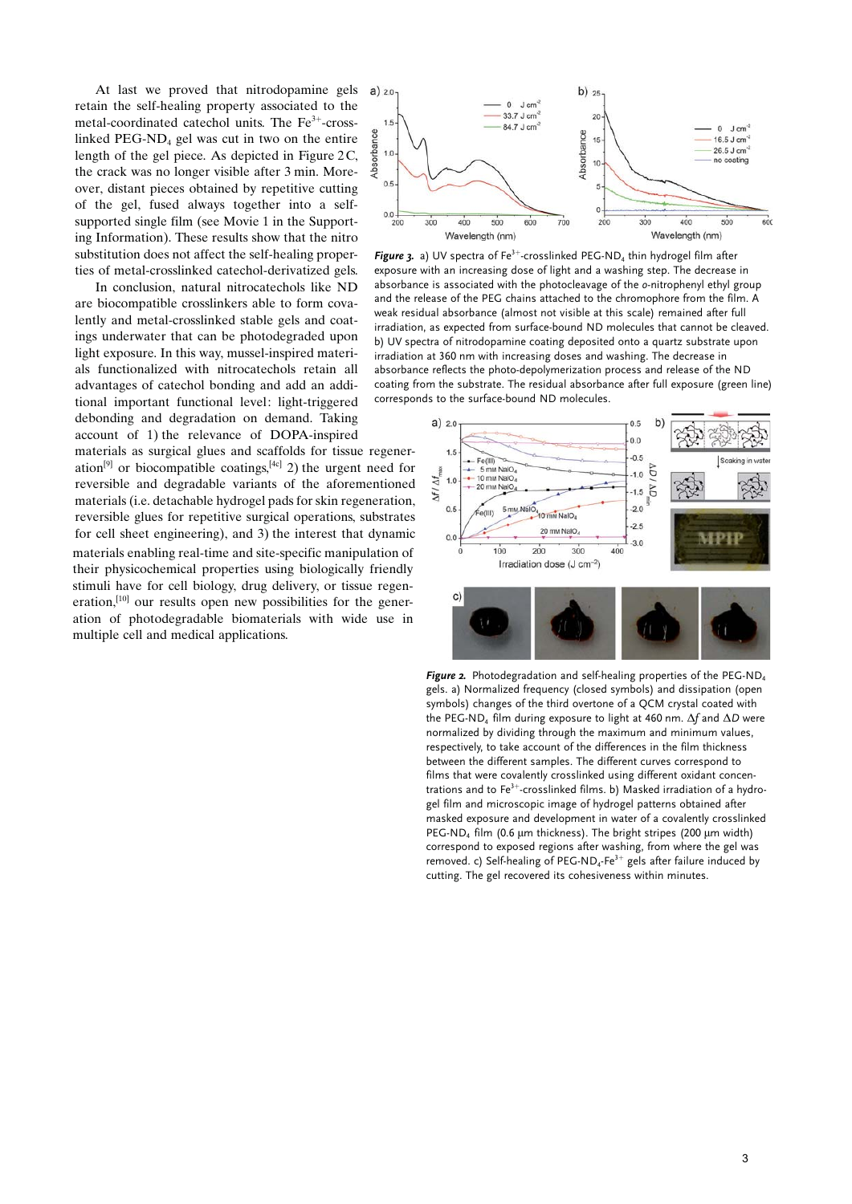At last we proved that nitrodopamine gels retain the self-healing property associated to the metal-coordinated catechol units. The $Fe^{3+}$-crosslinked PEG-$ND_4$ gel was cut in two on the entire length of the gel piece. As depicted in Figure 2C, the crack was no longer visible after 3 min. Moreover, distant pieces obtained by repetitive cutting of the gel, fused always together into a self-supported single film (see Movie 1 in the Supporting Information). These results show that the nitro substitution does not affect the self-healing properties of metal-crosslinked catechol-derivatized gels.

In conclusion, natural nitrocatechols like ND are biocompatible crosslinkers able to form covalently and metal-crosslinked stable gels and coatings underwater that can be photodegraded upon light exposure. In this way, mussel-inspired materials functionalized with nitrocatechols retain all advantages of catechol bonding and add an additional important functional level: light-triggered debonding and degradation on demand. Taking account of 1) the relevance of DOPA-inspired materials as surgical glues and scaffolds for tissue regeneration[9] or biocompatible coatings,[4c] 2) the urgent need for reversible and degradable variants of the aforementioned materials (i.e. detachable hydrogel pads for skin regeneration, reversible glues for repetitive surgical operations, substrates for cell sheet engineering), and 3) the interest that dynamic materials enabling real-time and site-specific manipulation of their physicochemical properties using biologically friendly stimuli have for cell biology, drug delivery, or tissue regeneration,[10] our results open new possibilities for the generation of photodegradable biomaterials with wide use in multiple cell and medical applications.

***Figure 3.*** a) UV spectra of $Fe^{3+}$-crosslinked PEG-$ND_4$ thin hydrogel film after exposure with an increasing dose of light and a washing step. The decrease in absorbance is associated with the photocleavage of the *o*-nitrophenyl ethyl group and the release of the PEG chains attached to the chromophore from the film. A weak residual absorbance (almost not visible at this scale) remained after full irradiation, as expected from surface-bound ND molecules that cannot be cleaved. b) UV spectra of nitrodopamine coating deposited onto a quartz substrate upon irradiation at 360 nm with increasing doses and washing. The decrease in absorbance reflects the photo-depolymerization process and release of the ND coating from the substrate. The residual absorbance after full exposure (green line) corresponds to the surface-bound ND molecules.

***Figure 2.*** Photodegradation and self-healing properties of the PEG-$ND_4$ gels. a) Normalized frequency (closed symbols) and dissipation (open symbols) changes of the third overtone of a QCM crystal coated with the PEG-$ND_4$ film during exposure to light at 460 nm. $\Delta f$ and $\Delta D$ were normalized by dividing through the maximum and minimum values, respectively, to take account of the differences in the film thickness between the different samples. The different curves correspond to films that were covalently crosslinked using different oxidant concentrations and to $Fe^{3+}$-crosslinked films. b) Masked irradiation of a hydrogel film and microscopic image of hydrogel patterns obtained after masked exposure and development in water of a covalently crosslinked PEG-$ND_4$ film (0.6 μm thickness). The bright stripes (200 μm width) correspond to exposed regions after washing, from where the gel was removed. c) Self-healing of PEG-$ND_4$-$Fe^{3+}$ gels after failure induced by cutting. The gel recovered its cohesiveness within minutes.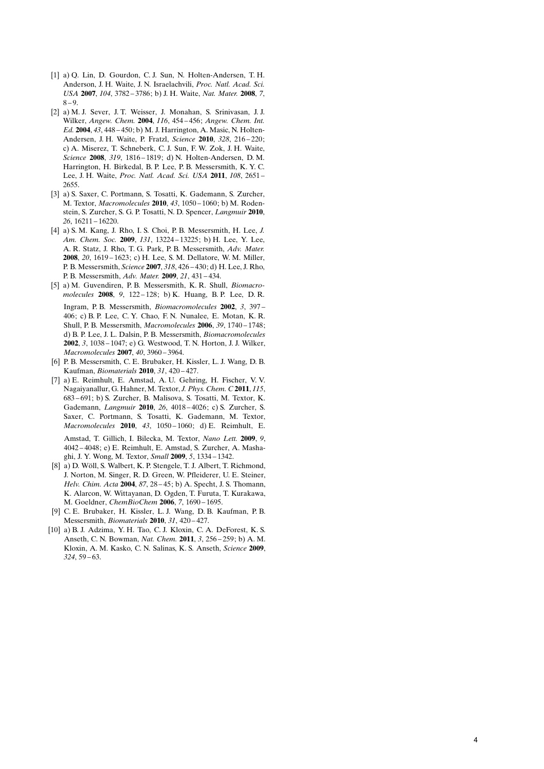[1] a) Q. Lin, D. Gourdon, C. J. Sun, N. Holten-Andersen, T. H. Anderson, J. H. Waite, J. N. Israelachvili, *Proc. Natl. Acad. Sci. USA* **2007**, *104*, 3782 – 3786; b) J. H. Waite, *Nat. Mater.* **2008**, *7*, 8 – 9.

[2] a) M. J. Sever, J. T. Weisser, J. Monahan, S. Srinivasan, J. J. Wilker, *Angew. Chem.* **2004**, *116*, 454 – 456; *Angew. Chem. Int. Ed.* **2004**, *43*, 448 – 450; b) M. J. Harrington, A. Masic, N. Holten-Andersen, J. H. Waite, P. Fratzl, *Science* **2010**, *328*, 216 – 220; c) A. Miserez, T. Schneberk, C. J. Sun, F. W. Zok, J. H. Waite, *Science* **2008**, *319*, 1816 – 1819; d) N. Holten-Andersen, D. M. Harrington, H. Birkedal, B. P. Lee, P. B. Messersmith, K. Y. C. Lee, J. H. Waite, *Proc. Natl. Acad. Sci. USA* **2011**, *108*, 2651 – 2655.

[3] a) S. Saxer, C. Portmann, S. Tosatti, K. Gademann, S. Zurcher, M. Textor, *Macromolecules* **2010**, *43*, 1050 – 1060; b) M. Rodenstein, S. Zurcher, S. G. P. Tosatti, N. D. Spencer, *Langmuir* **2010**, *26*, 16211 – 16220.

[4] a) S. M. Kang, J. Rho, I. S. Choi, P. B. Messersmith, H. Lee, *J. Am. Chem. Soc.* **2009**, *131*, 13224 – 13225; b) H. Lee, Y. Lee, A. R. Statz, J. Rho, T. G. Park, P. B. Messersmith, *Adv. Mater.* **2008**, *20*, 1619 – 1623; c) H. Lee, S. M. Dellatore, W. M. Miller, P. B. Messersmith, *Science* **2007**, *318*, 426 – 430; d) H. Lee, J. Rho, P. B. Messersmith, *Adv. Mater.* **2009**, *21*, 431 – 434.

[5] a) M. Guvendiren, P. B. Messersmith, K. R. Shull, *Biomacromolecules* **2008**, *9*, 122 – 128; b) K. Huang, B. P. Lee, D. R. Ingram, P. B. Messersmith, *Biomacromolecules* **2002**, *3*, 397 – 406; c) B. P. Lee, C. Y. Chao, F. N. Nunalee, E. Motan, K. R. Shull, P. B. Messersmith, *Macromolecules* **2006**, *39*, 1740 – 1748; d) B. P. Lee, J. L. Dalsin, P. B. Messersmith, *Biomacromolecules* **2002**, *3*, 1038 – 1047; e) G. Westwood, T. N. Horton, J. J. Wilker, *Macromolecules* **2007**, *40*, 3960 – 3964.

[6] P. B. Messersmith, C. E. Brubaker, H. Kissler, L. J. Wang, D. B. Kaufman, *Biomaterials* **2010**, *31*, 420 – 427.

[7] a) E. Reimhult, E. Amstad, A. U. Gehring, H. Fischer, V. V. Nagaiyanallur, G. Hahner, M. Textor, *J. Phys. Chem. C* **2011**, *115*, 683 – 691; b) S. Zurcher, B. Malisova, S. Tosatti, M. Textor, K. Gademann, *Langmuir* **2010**, *26*, 4018 – 4026; c) S. Zurcher, S. Saxer, C. Portmann, S. Tosatti, K. Gademann, M. Textor, *Macromolecules* **2010**, *43*, 1050 – 1060; d) E. Reimhult, E. Amstad, T. Gillich, I. Bilecka, M. Textor, *Nano Lett.* **2009**, *9*, 4042 – 4048; e) E. Reimhult, E. Amstad, S. Zurcher, A. Mashaghi, J. Y. Wong, M. Textor, *Small* **2009**, *5*, 1334 – 1342.

[8] a) D. Wöll, S. Walbert, K. P. Stengele, T. J. Albert, T. Richmond, J. Norton, M. Singer, R. D. Green, W. Pfleiderer, U. E. Steiner, *Helv. Chim. Acta* **2004**, *87*, 28 – 45; b) A. Specht, J. S. Thomann, K. Alarcon, W. Wittayanan, D. Ogden, T. Furuta, T. Kurakawa, M. Goeldner, *ChemBioChem* **2006**, *7*, 1690 – 1695.

[9] C. E. Brubaker, H. Kissler, L. J. Wang, D. B. Kaufman, P. B. Messersmith, *Biomaterials* **2010**, *31*, 420 – 427.

[10] a) B. J. Adzima, Y. H. Tao, C. J. Kloxin, C. A. DeForest, K. S. Anseth, C. N. Bowman, *Nat. Chem.* **2011**, *3*, 256 – 259; b) A. M. Kloxin, A. M. Kasko, C. N. Salinas, K. S. Anseth, *Science* **2009**, *324*, 59 – 63.